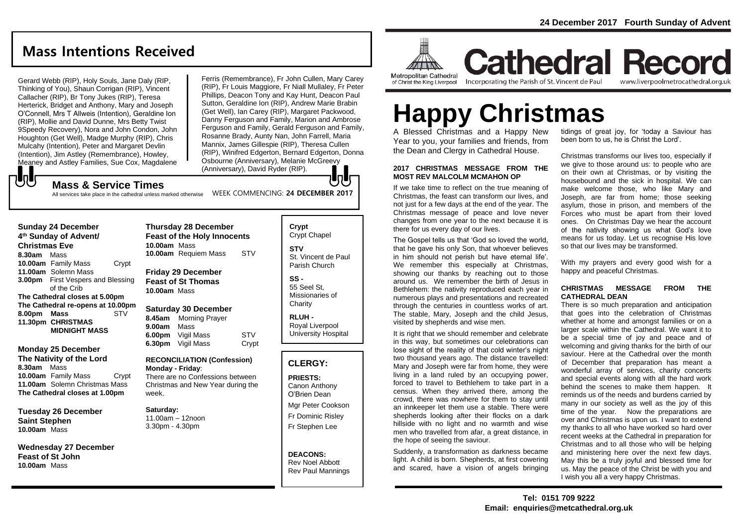24 December 2017 Fourth Sunday of Advent

# Mass Intentions Received

Gerard Webb (RIP), Holy Souls, Jane Daly (RIP, Thinking of You), Shaun Corrigan (RIP), Vincent Callacher (RIP), Br Tony Jukes (RIP), Teresa Herterick, Bridget and Anthony, Mary and Joseph O'Connell, Mrs T Allweis (Intention), Geraldine Ion (RIP), Mollie and David Dunne, Mrs Betty Twist 9Speedy Recovery), Nora and John Condon, John Houghton (Get Well), Madge Murphy (RIP), Chris Mulcahy (Intention), Peter and Margaret Devlin (Intention), Jim Astley (Remembrance), Howley, Meaney and Astley Families, Sue Cox, Magdalene Ferris (Remembrance), Fr John Cullen, Mary Carey (RIP), Fr Louis Maggiore, Fr Niall Mullaley, Fr Peter Phillips, Deacon Tony and Kay Hunt, Deacon Paul Sutton, Geraldine Ion (RIP), Andrew Marie Brabin (Get Well), Ian Carey (RIP), Margaret Packwood, Danny Ferguson and Family, Marion and Ambrose Ferguson and Family, Gerald Ferguson and Family, Rosanne Brady, Aunty Nan, John Farrell, Maria Mannix, James Gillespie (RIP), Theresa Cullen (RIP), Winifred Edgerton, Bernard Edgerton, Donna Osbourne (Anniversary), Melanie McGreevy (Anniversary), David Ryder (RIP).

## Mass & Service Times

All services take place in the cathedral unless marked otherwise

WEEK COMMENCING: **24 DECEMBER 2017**

**Sunday 24 December**
**4th Sunday of Advent/ Christmas Eve**
**8.30am** Mass
**10.00am** Family Mass Crypt
**11.00am** Solemn Mass
**3.00pm** First Vespers and Blessing of the Crib
**The Cathedral closes at 5.00pm**
**The Cathedral re-opens at 10.00pm**
**8.00pm Mass** STV
**11.30pm CHRISTMAS MIDNIGHT MASS**

**Monday 25 December**
**The Nativity of the Lord**
**8.30am** Mass
**10.00am** Family Mass Crypt
**11.00am** Solemn Christmas Mass
**The Cathedral closes at 1.00pm**

**Tuesday 26 December**
**Saint Stephen**
**10.00am** Mass

**Wednesday 27 December**
**Feast of St John**
**10.00am** Mass

**Thursday 28 December**
**Feast of the Holy Innocents**
**10.00am** Mass
**10.00am** Requiem Mass STV

**Friday 29 December**
**Feast of St Thomas**
**10.00am** Mass

**Saturday 30 December**
**8.45am** Morning Prayer
**9.00am** Mass
**6.00pm** Vigil Mass STV
**6.30pm** Vigil Mass Crypt

**RECONCILIATION (Confession)**
**Monday - Friday**:
There are no Confessions between Christmas and New Year during the week.

**Saturday:**
11.00am – 12noon
3.30pm - 4.30pm

**Crypt**
Crypt Chapel

**STV**
St. Vincent de Paul Parish Church

**SS -**
55 Seel St, Missionaries of Charity

**RLUH -**
Royal Liverpool University Hospital

## CLERGY:

**PRIESTS:**
Canon Anthony O'Brien Dean
Mgr Peter Cookson
Fr Dominic Risley
Fr Stephen Lee

**DEACONS:**
Rev Noel Abbott
Rev Paul Mannings

Metropolitan Cathedral of Christ the King Liverpool

# Cathedral Record

Incorporating the Parish of St. Vincent de Paul

www.liverpoolmetrocathedral.org.uk

# Happy Christmas

A Blessed Christmas and a Happy New Year to you, your families and friends, from the Dean and Clergy in Cathedral House.

### 2017 CHRISTMAS MESSAGE FROM THE MOST REV MALCOLM MCMAHON OP

If we take time to reflect on the true meaning of Christmas, the feast can transform our lives, and not just for a few days at the end of the year. The Christmas message of peace and love never changes from one year to the next because it is there for us every day of our lives.

The Gospel tells us that 'God so loved the world, that he gave his only Son, that whoever believes in him should not perish but have eternal life'. We remember this especially at Christmas, showing our thanks by reaching out to those around us. We remember the birth of Jesus in Bethlehem: the nativity reproduced each year in numerous plays and presentations and recreated through the centuries in countless works of art. The stable, Mary, Joseph and the child Jesus, visited by shepherds and wise men.

It is right that we should remember and celebrate in this way, but sometimes our celebrations can lose sight of the reality of that cold winter's night two thousand years ago. The distance travelled: Mary and Joseph were far from home, they were living in a land ruled by an occupying power, forced to travel to Bethlehem to take part in a census. When they arrived there, among the crowd, there was nowhere for them to stay until an innkeeper let them use a stable. There were shepherds looking after their flocks on a dark hillside with no light and no warmth and wise men who travelled from afar, a great distance, in the hope of seeing the saviour.

Suddenly, a transformation as darkness became light. A child is born. Shepherds, at first cowering and scared, have a vision of angels bringing tidings of great joy, for 'today a Saviour has been born to us, he is Christ the Lord'.

Christmas transforms our lives too, especially if we give to those around us: to people who are on their own at Christmas, or by visiting the housebound and the sick in hospital. We can make welcome those, who like Mary and Joseph, are far from home; those seeking asylum, those in prison, and members of the Forces who must be apart from their loved ones. On Christmas Day we hear the account of the nativity showing us what God's love means for us today. Let us recognise His love so that our lives may be transformed.

With my prayers and every good wish for a happy and peaceful Christmas.

### CHRISTMAS MESSAGE FROM THE CATHEDRAL DEAN

There is so much preparation and anticipation that goes into the celebration of Christmas whether at home and amongst families or on a larger scale within the Cathedral. We want it to be a special time of joy and peace and of welcoming and giving thanks for the birth of our saviour. Here at the Cathedral over the month of December that preparation has meant a wonderful array of services, charity concerts and special events along with all the hard work behind the scenes to make them happen. It reminds us of the needs and burdens carried by many in our society as well as the joy of this time of the year. Now the preparations are over and Christmas is upon us. I want to extend my thanks to all who have worked so hard over recent weeks at the Cathedral in preparation for Christmas and to all those who will be helping and ministering here over the next few days. May this be a truly joyful and blessed time for us. May the peace of the Christ be with you and I wish you all a very happy Christmas.

**Tel: 0151 709 9222**
**Email: enquiries@metcathedral.org.uk**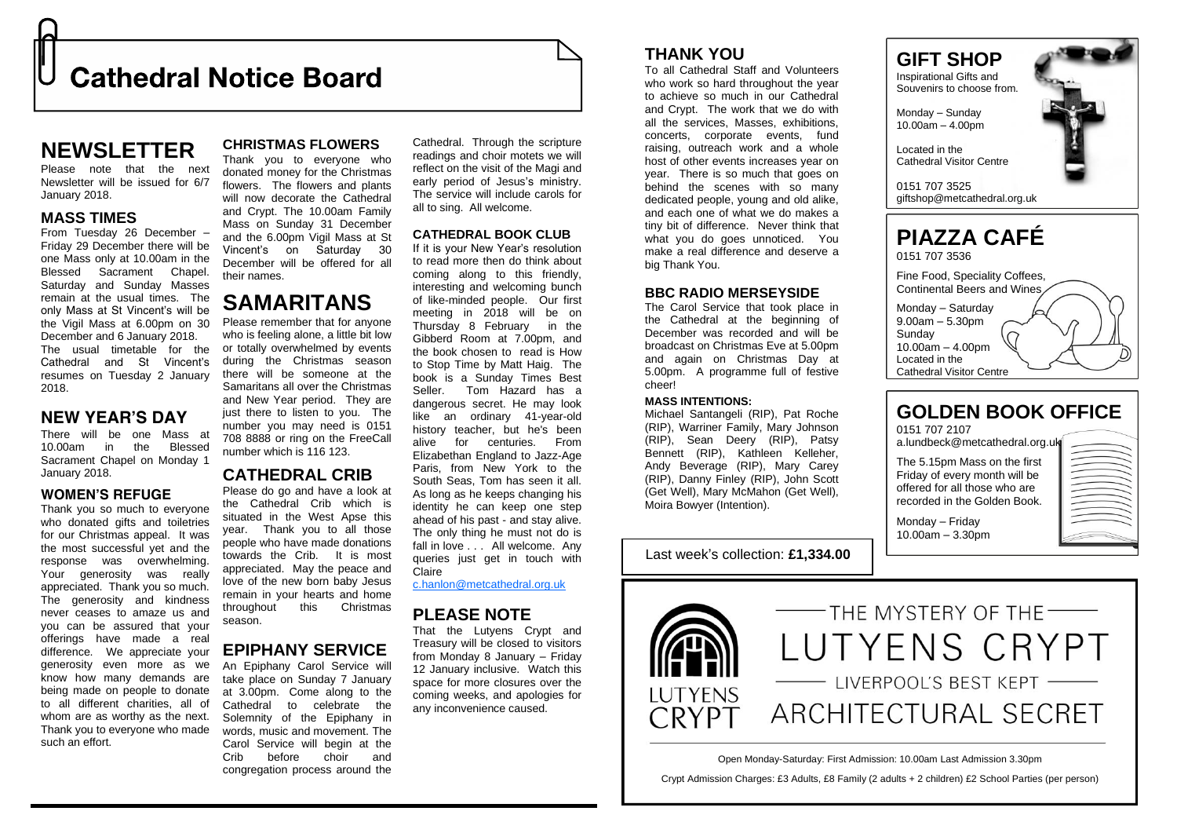# Cathedral Notice Board

## NEWSLETTER

Please note that the next Newsletter will be issued for 6/7 January 2018.

### MASS TIMES

From Tuesday 26 December – Friday 29 December there will be one Mass only at 10.00am in the Blessed Sacrament Chapel. Saturday and Sunday Masses remain at the usual times. The only Mass at St Vincent's will be the Vigil Mass at 6.00pm on 30 December and 6 January 2018. The usual timetable for the Cathedral and St Vincent's resumes on Tuesday 2 January 2018.

## NEW YEAR'S DAY

There will be one Mass at 10.00am in the Blessed Sacrament Chapel on Monday 1 January 2018.

### WOMEN'S REFUGE

Thank you so much to everyone who donated gifts and toiletries for our Christmas appeal. It was the most successful yet and the response was overwhelming. Your generosity was really appreciated. Thank you so much. The generosity and kindness never ceases to amaze us and you can be assured that your offerings have made a real difference. We appreciate your generosity even more as we know how many demands are being made on people to donate to all different charities, all of whom are as worthy as the next. Thank you to everyone who made such an effort.

### CHRISTMAS FLOWERS

Thank you to everyone who donated money for the Christmas flowers. The flowers and plants will now decorate the Cathedral and Crypt. The 10.00am Family Mass on Sunday 31 December and the 6.00pm Vigil Mass at St Vincent's on Saturday 30 December will be offered for all their names.

## SAMARITANS

Please remember that for anyone who is feeling alone, a little bit low or totally overwhelmed by events during the Christmas season there will be someone at the Samaritans all over the Christmas and New Year period. They are just there to listen to you. The number you may need is 0151 708 8888 or ring on the FreeCall number which is 116 123.

## CATHEDRAL CRIB

Please do go and have a look at the Cathedral Crib which is situated in the West Apse this year. Thank you to all those people who have made donations towards the Crib. It is most appreciated. May the peace and love of the new born baby Jesus remain in your hearts and home throughout this Christmas season.

## EPIPHANY SERVICE

An Epiphany Carol Service will take place on Sunday 7 January at 3.00pm. Come along to the Cathedral to celebrate the Solemnity of the Epiphany in words, music and movement. The Carol Service will begin at the Crib before choir and congregation process around the Cathedral. Through the scripture readings and choir motets we will reflect on the visit of the Magi and early period of Jesus's ministry. The service will include carols for all to sing. All welcome.

### CATHEDRAL BOOK CLUB

If it is your New Year's resolution to read more then do think about coming along to this friendly, interesting and welcoming bunch of like-minded people. Our first meeting in 2018 will be on Thursday 8 February in the Gibberd Room at 7.00pm, and the book chosen to read is How to Stop Time by Matt Haig. The book is a Sunday Times Best Seller. Tom Hazard has a dangerous secret. He may look like an ordinary 41-year-old history teacher, but he's been alive for centuries. From Elizabethan England to Jazz-Age Paris, from New York to the South Seas, Tom has seen it all. As long as he keeps changing his identity he can keep one step ahead of his past - and stay alive. The only thing he must not do is fall in love . . . All welcome. Any queries just get in touch with Claire
c.hanlon@metcathedral.org.uk

## PLEASE NOTE

That the Lutyens Crypt and Treasury will be closed to visitors from Monday 8 January – Friday 12 January inclusive. Watch this space for more closures over the coming weeks, and apologies for any inconvenience caused.

## THANK YOU

To all Cathedral Staff and Volunteers who work so hard throughout the year to achieve so much in our Cathedral and Crypt. The work that we do with all the services, Masses, exhibitions, concerts, corporate events, fund raising, outreach work and a whole host of other events increases year on year. There is so much that goes on behind the scenes with so many dedicated people, young and old alike, and each one of what we do makes a tiny bit of difference. Never think that what you do goes unnoticed. You make a real difference and deserve a big Thank You.

### BBC RADIO MERSEYSIDE

The Carol Service that took place in the Cathedral at the beginning of December was recorded and will be broadcast on Christmas Eve at 5.00pm and again on Christmas Day at 5.00pm. A programme full of festive cheer!

#### MASS INTENTIONS:

Michael Santangeli (RIP), Pat Roche (RIP), Warriner Family, Mary Johnson (RIP), Sean Deery (RIP), Patsy Bennett (RIP), Kathleen Kelleher, Andy Beverage (RIP), Mary Carey (RIP), Danny Finley (RIP), John Scott (Get Well), Mary McMahon (Get Well), Moira Bowyer (Intention).

Last week's collection: **£1,334.00**

## GIFT SHOP

Inspirational Gifts and Souvenirs to choose from.

Monday – Sunday
10.00am – 4.00pm

Located in the Cathedral Visitor Centre

0151 707 3525
giftshop@metcathedral.org.uk

## PIAZZA CAFÉ

0151 707 3536

Fine Food, Speciality Coffees, Continental Beers and Wines

Monday – Saturday
9.00am – 5.30pm
Sunday
10.00am – 4.00pm
Located in the Cathedral Visitor Centre

## GOLDEN BOOK OFFICE

0151 707 2107
a.lundbeck@metcathedral.org.uk

The 5.15pm Mass on the first Friday of every month will be offered for all those who are recorded in the Golden Book.

Monday – Friday
10.00am – 3.30pm

LUTYENS CRYPT

THE MYSTERY OF THE
LUTYENS CRYPT
LIVERPOOL'S BEST KEPT
ARCHITECTURAL SECRET

Open Monday-Saturday: First Admission: 10.00am Last Admission 3.30pm

Crypt Admission Charges: £3 Adults, £8 Family (2 adults + 2 children) £2 School Parties (per person)